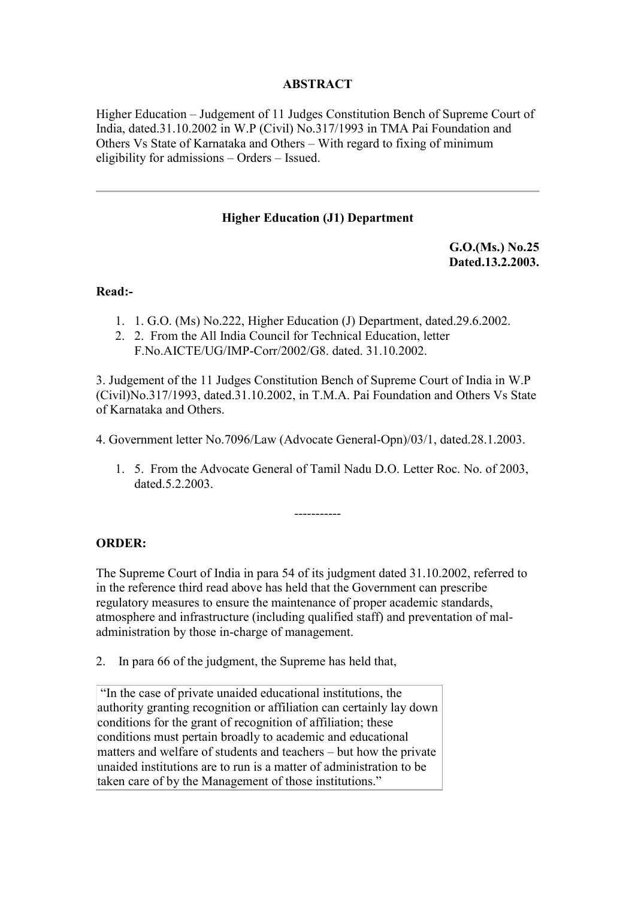**ABSTRACT**

Higher Education – Judgement of 11 Judges Constitution Bench of Supreme Court of India, dated.31.10.2002 in W.P (Civil) No.317/1993 in TMA Pai Foundation and Others Vs State of Karnataka and Others – With regard to fixing of minimum eligibility for admissions – Orders – Issued.

---

**Higher Education (J1) Department**

**G.O.(Ms.) No.25**
**Dated.13.2.2003.**

**Read:-**

1. 1. G.O. (Ms) No.222, Higher Education (J) Department, dated.29.6.2002.
2. 2. From the All India Council for Technical Education, letter F.No.AICTE/UG/IMP-Corr/2002/G8. dated. 31.10.2002.

3. Judgement of the 11 Judges Constitution Bench of Supreme Court of India in W.P (Civil)No.317/1993, dated.31.10.2002, in T.M.A. Pai Foundation and Others Vs State of Karnataka and Others.

4. Government letter No.7096/Law (Advocate General-Opn)/03/1, dated.28.1.2003.

1. 5. From the Advocate General of Tamil Nadu D.O. Letter Roc. No. of 2003, dated.5.2.2003.

-----------

**ORDER:**

The Supreme Court of India in para 54 of its judgment dated 31.10.2002, referred to in the reference third read above has held that the Government can prescribe regulatory measures to ensure the maintenance of proper academic standards, atmosphere and infrastructure (including qualified staff) and preventation of mal-administration by those in-charge of management.

2. In para 66 of the judgment, the Supreme has held that,

> "In the case of private unaided educational institutions, the authority granting recognition or affiliation can certainly lay down conditions for the grant of recognition of affiliation; these conditions must pertain broadly to academic and educational matters and welfare of students and teachers – but how the private unaided institutions are to run is a matter of administration to be taken care of by the Management of those institutions."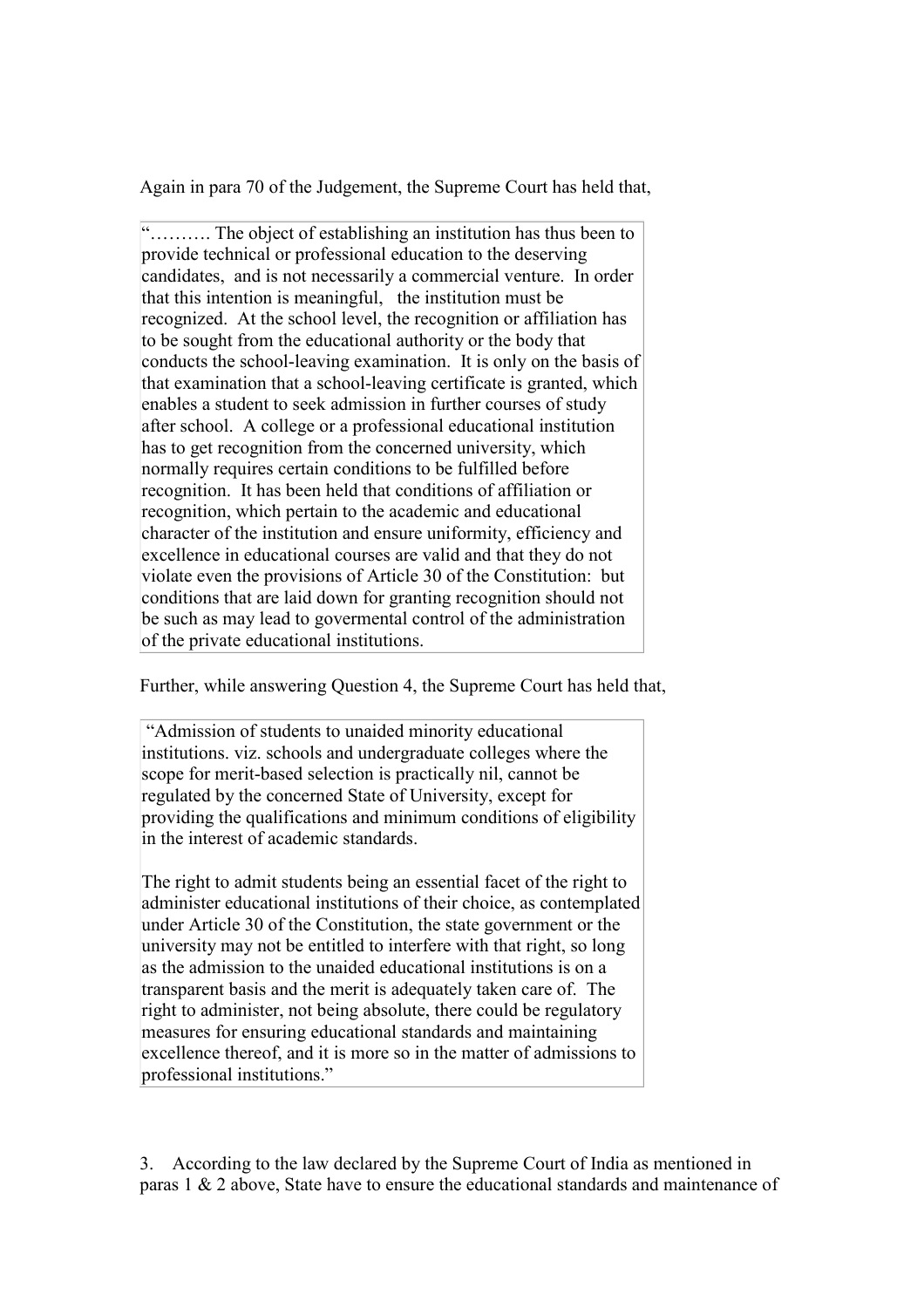Again in para 70 of the Judgement, the Supreme Court has held that,

> "………. The object of establishing an institution has thus been to provide technical or professional education to the deserving candidates, and is not necessarily a commercial venture. In order that this intention is meaningful, the institution must be recognized. At the school level, the recognition or affiliation has to be sought from the educational authority or the body that conducts the school-leaving examination. It is only on the basis of that examination that a school-leaving certificate is granted, which enables a student to seek admission in further courses of study after school. A college or a professional educational institution has to get recognition from the concerned university, which normally requires certain conditions to be fulfilled before recognition. It has been held that conditions of affiliation or recognition, which pertain to the academic and educational character of the institution and ensure uniformity, efficiency and excellence in educational courses are valid and that they do not violate even the provisions of Article 30 of the Constitution: but conditions that are laid down for granting recognition should not be such as may lead to govermental control of the administration of the private educational institutions.

Further, while answering Question 4, the Supreme Court has held that,

> "Admission of students to unaided minority educational institutions. viz. schools and undergraduate colleges where the scope for merit-based selection is practically nil, cannot be regulated by the concerned State of University, except for providing the qualifications and minimum conditions of eligibility in the interest of academic standards.
>
> The right to admit students being an essential facet of the right to administer educational institutions of their choice, as contemplated under Article 30 of the Constitution, the state government or the university may not be entitled to interfere with that right, so long as the admission to the unaided educational institutions is on a transparent basis and the merit is adequately taken care of. The right to administer, not being absolute, there could be regulatory measures for ensuring educational standards and maintaining excellence thereof, and it is more so in the matter of admissions to professional institutions."

3. According to the law declared by the Supreme Court of India as mentioned in paras 1 & 2 above, State have to ensure the educational standards and maintenance of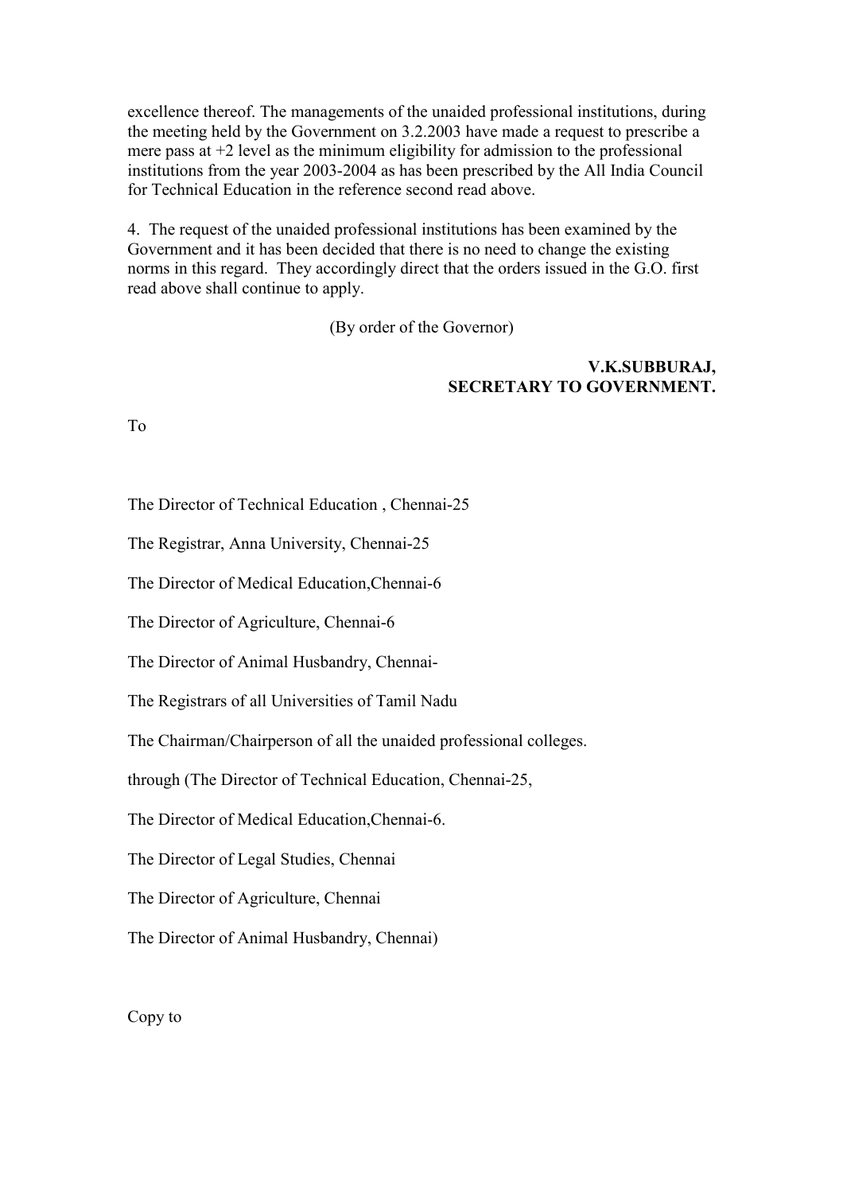excellence thereof. The managements of the unaided professional institutions, during the meeting held by the Government on 3.2.2003 have made a request to prescribe a mere pass at +2 level as the minimum eligibility for admission to the professional institutions from the year 2003-2004 as has been prescribed by the All India Council for Technical Education in the reference second read above.

4. The request of the unaided professional institutions has been examined by the Government and it has been decided that there is no need to change the existing norms in this regard. They accordingly direct that the orders issued in the G.O. first read above shall continue to apply.

(By order of the Governor)

**V.K.SUBBURAJ,**
**SECRETARY TO GOVERNMENT.**

To

The Director of Technical Education , Chennai-25

The Registrar, Anna University, Chennai-25

The Director of Medical Education,Chennai-6

The Director of Agriculture, Chennai-6

The Director of Animal Husbandry, Chennai-

The Registrars of all Universities of Tamil Nadu

The Chairman/Chairperson of all the unaided professional colleges.

through (The Director of Technical Education, Chennai-25,

The Director of Medical Education,Chennai-6.

The Director of Legal Studies, Chennai

The Director of Agriculture, Chennai

The Director of Animal Husbandry, Chennai)

Copy to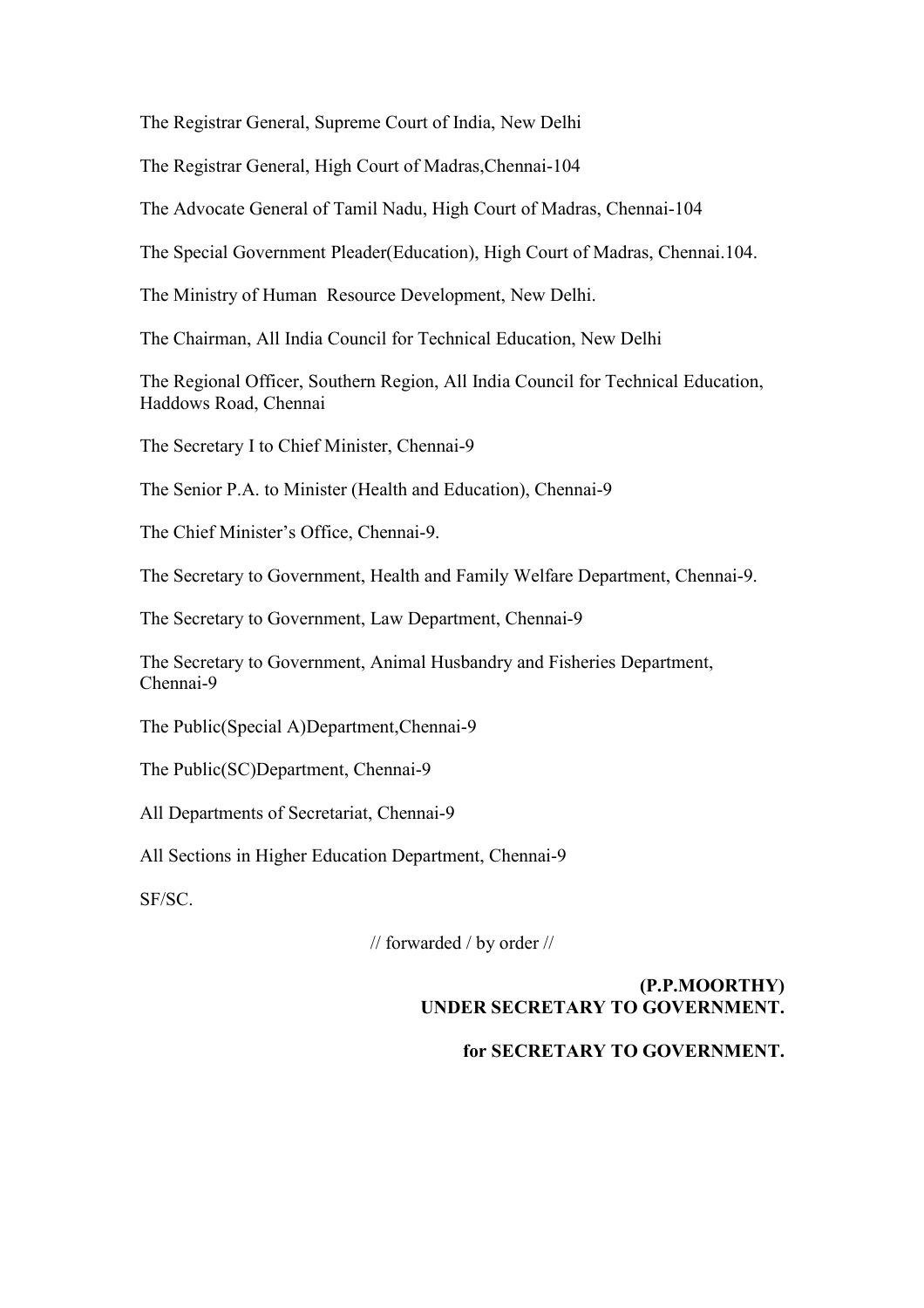The Registrar General, Supreme Court of India, New Delhi

The Registrar General, High Court of Madras,Chennai-104

The Advocate General of Tamil Nadu, High Court of Madras, Chennai-104

The Special Government Pleader(Education), High Court of Madras, Chennai.104.

The Ministry of Human Resource Development, New Delhi.

The Chairman, All India Council for Technical Education, New Delhi

The Regional Officer, Southern Region, All India Council for Technical Education, Haddows Road, Chennai

The Secretary I to Chief Minister, Chennai-9

The Senior P.A. to Minister (Health and Education), Chennai-9

The Chief Minister's Office, Chennai-9.

The Secretary to Government, Health and Family Welfare Department, Chennai-9.

The Secretary to Government, Law Department, Chennai-9

The Secretary to Government, Animal Husbandry and Fisheries Department, Chennai-9

The Public(Special A)Department,Chennai-9

The Public(SC)Department, Chennai-9

All Departments of Secretariat, Chennai-9

All Sections in Higher Education Department, Chennai-9

SF/SC.

// forwarded / by order //

**(P.P.MOORTHY)**
**UNDER SECRETARY TO GOVERNMENT.**

**for SECRETARY TO GOVERNMENT.**